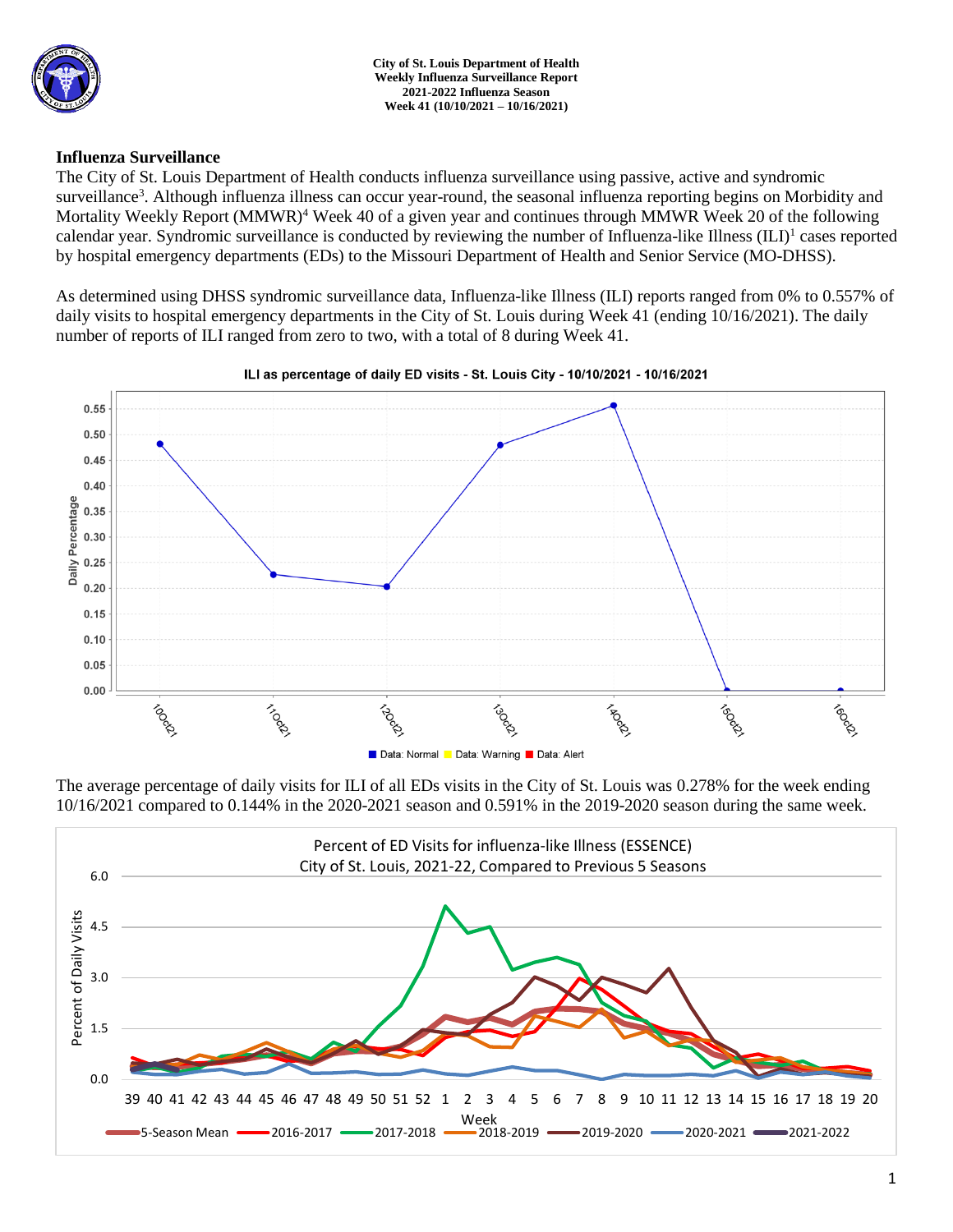**City of St. Louis Department of Health**
**Weekly Influenza Surveillance Report**
**2021-2022 Influenza Season**
**Week 41 (10/10/2021 – 10/16/2021)**

## Influenza Surveillance

The City of St. Louis Department of Health conducts influenza surveillance using passive, active and syndromic surveillance[3]. Although influenza illness can occur year-round, the seasonal influenza reporting begins on Morbidity and Mortality Weekly Report (MMWR)[4] Week 40 of a given year and continues through MMWR Week 20 of the following calendar year. Syndromic surveillance is conducted by reviewing the number of Influenza-like Illness (ILI)[1] cases reported by hospital emergency departments (EDs) to the Missouri Department of Health and Senior Service (MO-DHSS).

As determined using DHSS syndromic surveillance data, Influenza-like Illness (ILI) reports ranged from 0% to 0.557% of daily visits to hospital emergency departments in the City of St. Louis during Week 41 (ending 10/16/2021). The daily number of reports of ILI ranged from zero to two, with a total of 8 during Week 41.

**ILI as percentage of daily ED visits - St. Louis City - 10/10/2021 - 10/16/2021**

Data: Normal | Data: Warning | Data: Alert

The average percentage of daily visits for ILI of all EDs visits in the City of St. Louis was 0.278% for the week ending 10/16/2021 compared to 0.144% in the 2020-2021 season and 0.591% in the 2019-2020 season during the same week.

**Percent of ED Visits for influenza-like Illness (ESSENCE)**
**City of St. Louis, 2021-22, Compared to Previous 5 Seasons**

5-Season Mean | 2016-2017 | 2017-2018 | 2018-2019 | 2019-2020 | 2020-2021 | 2021-2022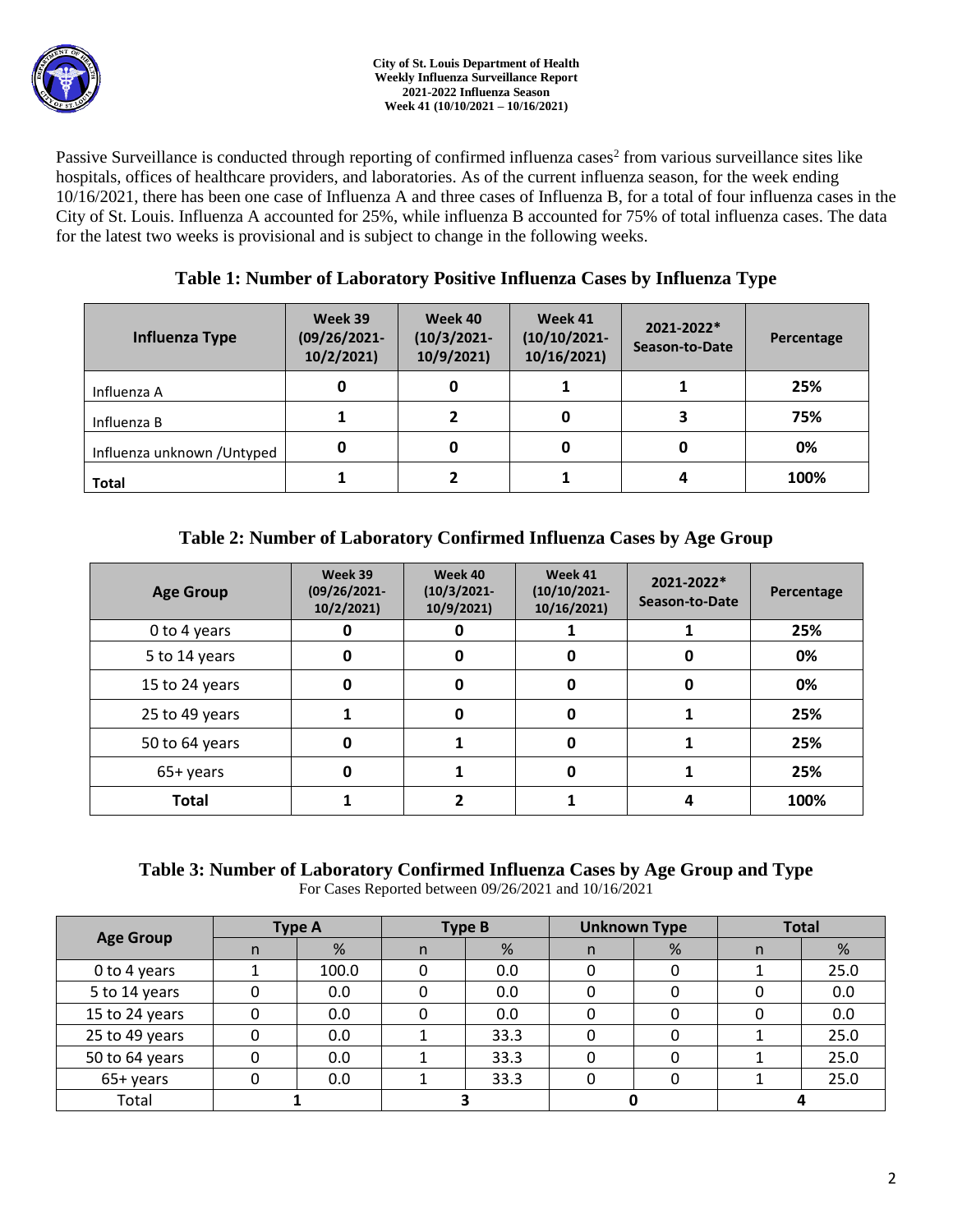Passive Surveillance is conducted through reporting of confirmed influenza cases[2] from various surveillance sites like hospitals, offices of healthcare providers, and laboratories. As of the current influenza season, for the week ending 10/16/2021, there has been one case of Influenza A and three cases of Influenza B, for a total of four influenza cases in the City of St. Louis. Influenza A accounted for 25%, while influenza B accounted for 75% of total influenza cases. The data for the latest two weeks is provisional and is subject to change in the following weeks.

## Table 1: Number of Laboratory Positive Influenza Cases by Influenza Type

| Influenza Type | Week 39 (09/26/2021-10/2/2021) | Week 40 (10/3/2021-10/9/2021) | Week 41 (10/10/2021-10/16/2021) | 2021-2022* Season-to-Date | Percentage |
|---|---|---|---|---|---|
| Influenza A | 0 | 0 | 1 | 1 | 25% |
| Influenza B | 1 | 2 | 0 | 3 | 75% |
| Influenza unknown /Untyped | 0 | 0 | 0 | 0 | 0% |
| **Total** | 1 | 2 | 1 | 4 | 100% |

## Table 2: Number of Laboratory Confirmed Influenza Cases by Age Group

| Age Group | Week 39 (09/26/2021-10/2/2021) | Week 40 (10/3/2021-10/9/2021) | Week 41 (10/10/2021-10/16/2021) | 2021-2022* Season-to-Date | Percentage |
|---|---|---|---|---|---|
| 0 to 4 years | 0 | 0 | 1 | 1 | 25% |
| 5 to 14 years | 0 | 0 | 0 | 0 | 0% |
| 15 to 24 years | 0 | 0 | 0 | 0 | 0% |
| 25 to 49 years | 1 | 0 | 0 | 1 | 25% |
| 50 to 64 years | 0 | 1 | 0 | 1 | 25% |
| 65+ years | 0 | 1 | 0 | 1 | 25% |
| **Total** | 1 | 2 | 1 | 4 | 100% |

## Table 3: Number of Laboratory Confirmed Influenza Cases by Age Group and Type

For Cases Reported between 09/26/2021 and 10/16/2021

| Age Group | Type A | | Type B | | Unknown Type | | Total | |
|---|---|---|---|---|---|---|---|---|
| | n | % | n | % | n | % | n | % |
| 0 to 4 years | 1 | 100.0 | 0 | 0.0 | 0 | 0 | 1 | 25.0 |
| 5 to 14 years | 0 | 0.0 | 0 | 0.0 | 0 | 0 | 0 | 0.0 |
| 15 to 24 years | 0 | 0.0 | 0 | 0.0 | 0 | 0 | 0 | 0.0 |
| 25 to 49 years | 0 | 0.0 | 1 | 33.3 | 0 | 0 | 1 | 25.0 |
| 50 to 64 years | 0 | 0.0 | 1 | 33.3 | 0 | 0 | 1 | 25.0 |
| 65+ years | 0 | 0.0 | 1 | 33.3 | 0 | 0 | 1 | 25.0 |
| Total | 1 | | 3 | | 0 | | 4 | |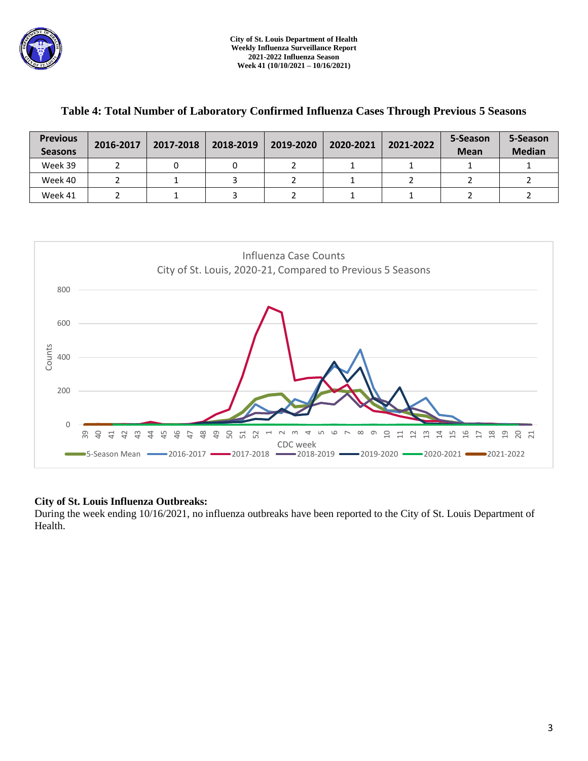City of St. Louis Department of Health
Weekly Influenza Surveillance Report
2021-2022 Influenza Season
Week 41 (10/10/2021 – 10/16/2021)

## Table 4: Total Number of Laboratory Confirmed Influenza Cases Through Previous 5 Seasons

| Previous Seasons | 2016-2017 | 2017-2018 | 2018-2019 | 2019-2020 | 2020-2021 | 2021-2022 | 5-Season Mean | 5-Season Median |
|---|---|---|---|---|---|---|---|---|
| Week 39 | 2 | 0 | 0 | 2 | 1 | 1 | 1 | 1 |
| Week 40 | 2 | 1 | 3 | 2 | 1 | 2 | 2 | 2 |
| Week 41 | 2 | 1 | 3 | 2 | 1 | 1 | 2 | 2 |

Influenza Case Counts
City of St. Louis, 2020-21, Compared to Previous 5 Seasons

### City of St. Louis Influenza Outbreaks:

During the week ending 10/16/2021, no influenza outbreaks have been reported to the City of St. Louis Department of Health.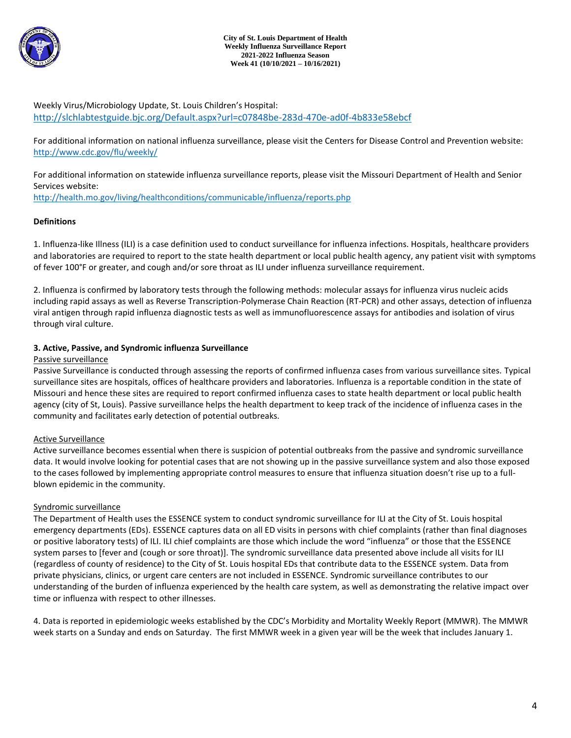Weekly Virus/Microbiology Update, St. Louis Children's Hospital:
http://slchlabtestguide.bjc.org/Default.aspx?url=c07848be-283d-470e-ad0f-4b833e58ebcf

For additional information on national influenza surveillance, please visit the Centers for Disease Control and Prevention website:
http://www.cdc.gov/flu/weekly/

For additional information on statewide influenza surveillance reports, please visit the Missouri Department of Health and Senior Services website:
http://health.mo.gov/living/healthconditions/communicable/influenza/reports.php

**Definitions**

1. Influenza-like Illness (ILI) is a case definition used to conduct surveillance for influenza infections. Hospitals, healthcare providers and laboratories are required to report to the state health department or local public health agency, any patient visit with symptoms of fever 100°F or greater, and cough and/or sore throat as ILI under influenza surveillance requirement.

2. Influenza is confirmed by laboratory tests through the following methods: molecular assays for influenza virus nucleic acids including rapid assays as well as Reverse Transcription-Polymerase Chain Reaction (RT-PCR) and other assays, detection of influenza viral antigen through rapid influenza diagnostic tests as well as immunofluorescence assays for antibodies and isolation of virus through viral culture.

**3. Active, Passive, and Syndromic influenza Surveillance**

Passive surveillance

Passive Surveillance is conducted through assessing the reports of confirmed influenza cases from various surveillance sites. Typical surveillance sites are hospitals, offices of healthcare providers and laboratories. Influenza is a reportable condition in the state of Missouri and hence these sites are required to report confirmed influenza cases to state health department or local public health agency (city of St, Louis). Passive surveillance helps the health department to keep track of the incidence of influenza cases in the community and facilitates early detection of potential outbreaks.

Active Surveillance

Active surveillance becomes essential when there is suspicion of potential outbreaks from the passive and syndromic surveillance data. It would involve looking for potential cases that are not showing up in the passive surveillance system and also those exposed to the cases followed by implementing appropriate control measures to ensure that influenza situation doesn't rise up to a full-blown epidemic in the community.

Syndromic surveillance

The Department of Health uses the ESSENCE system to conduct syndromic surveillance for ILI at the City of St. Louis hospital emergency departments (EDs). ESSENCE captures data on all ED visits in persons with chief complaints (rather than final diagnoses or positive laboratory tests) of ILI. ILI chief complaints are those which include the word "influenza" or those that the ESSENCE system parses to [fever and (cough or sore throat)]. The syndromic surveillance data presented above include all visits for ILI (regardless of county of residence) to the City of St. Louis hospital EDs that contribute data to the ESSENCE system. Data from private physicians, clinics, or urgent care centers are not included in ESSENCE. Syndromic surveillance contributes to our understanding of the burden of influenza experienced by the health care system, as well as demonstrating the relative impact over time or influenza with respect to other illnesses.

4. Data is reported in epidemiologic weeks established by the CDC's Morbidity and Mortality Weekly Report (MMWR). The MMWR week starts on a Sunday and ends on Saturday. The first MMWR week in a given year will be the week that includes January 1.